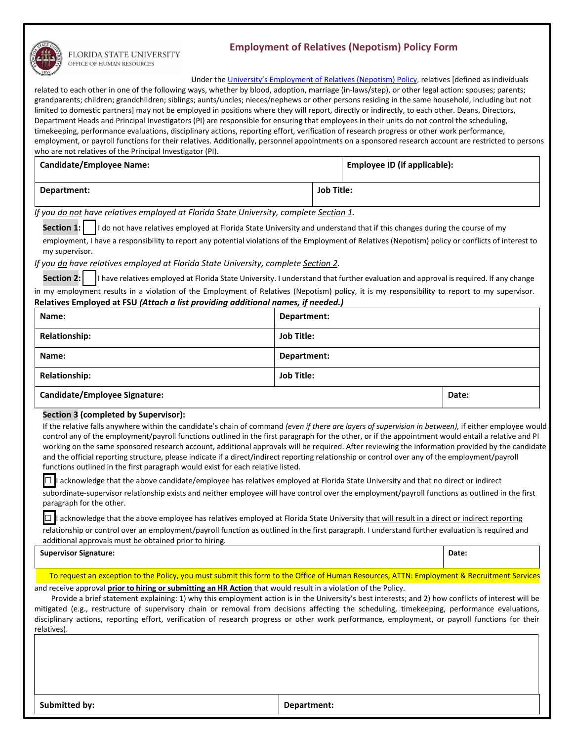FLORIDA STATE UNIVERSITY
OFFICE OF HUMAN RESOURCES

# Employment of Relatives (Nepotism) Policy Form

Under the University's Employment of Relatives (Nepotism) Policy, relatives [defined as individuals related to each other in one of the following ways, whether by blood, adoption, marriage (in-laws/step), or other legal action: spouses; parents; grandparents; children; grandchildren; siblings; aunts/uncles; nieces/nephews or other persons residing in the same household, including but not limited to domestic partners] may not be employed in positions where they will report, directly or indirectly, to each other. Deans, Directors, Department Heads and Principal Investigators (PI) are responsible for ensuring that employees in their units do not control the scheduling, timekeeping, performance evaluations, disciplinary actions, reporting effort, verification of research progress or other work performance, employment, or payroll functions for their relatives. Additionally, personnel appointments on a sponsored research account are restricted to persons who are not relatives of the Principal Investigator (PI).

| **Candidate/Employee Name:** | **Employee ID (if applicable):** |
|---|---|
| **Department:** | **Job Title:** |

*If you do not have relatives employed at Florida State University, complete Section 1.*

**Section 1:** ☐ I do not have relatives employed at Florida State University and understand that if this changes during the course of my employment, I have a responsibility to report any potential violations of the Employment of Relatives (Nepotism) policy or conflicts of interest to my supervisor.

*If you do have relatives employed at Florida State University, complete Section 2.*

**Section 2:** ☐ I have relatives employed at Florida State University. I understand that further evaluation and approval is required. If any change in my employment results in a violation of the Employment of Relatives (Nepotism) policy, it is my responsibility to report to my supervisor.

**Relatives Employed at FSU *(Attach a list providing additional names, if needed.)***

| **Name:** | **Department:** |
|---|---|
| **Relationship:** | **Job Title:** |
| **Name:** | **Department:** |
| **Relationship:** | **Job Title:** |

| **Candidate/Employee Signature:** | **Date:** |
|---|---|

**Section 3 (completed by Supervisor):**

If the relative falls anywhere within the candidate's chain of command *(even if there are layers of supervision in between),* if either employee would control any of the employment/payroll functions outlined in the first paragraph for the other, or if the appointment would entail a relative and PI working on the same sponsored research account, additional approvals will be required. After reviewing the information provided by the candidate and the official reporting structure, please indicate if a direct/indirect reporting relationship or control over any of the employment/payroll functions outlined in the first paragraph would exist for each relative listed.

☐ I acknowledge that the above candidate/employee has relatives employed at Florida State University and that no direct or indirect subordinate-supervisor relationship exists and neither employee will have control over the employment/payroll functions as outlined in the first paragraph for the other.

☐ I acknowledge that the above employee has relatives employed at Florida State University that will result in a direct or indirect reporting relationship or control over an employment/payroll function as outlined in the first paragraph. I understand further evaluation is required and additional approvals must be obtained prior to hiring.

| **Supervisor Signature:** | **Date:** |
|---|---|

To request an exception to the Policy, you must submit this form to the Office of Human Resources, ATTN: Employment & Recruitment Services and receive approval **prior to hiring or submitting an HR Action** that would result in a violation of the Policy.

Provide a brief statement explaining: 1) why this employment action is in the University's best interests; and 2) how conflicts of interest will be mitigated (e.g., restructure of supervisory chain or removal from decisions affecting the scheduling, timekeeping, performance evaluations, disciplinary actions, reporting effort, verification of research progress or other work performance, employment, or payroll functions for their relatives).

| **Submitted by:** | **Department:** |
|---|---|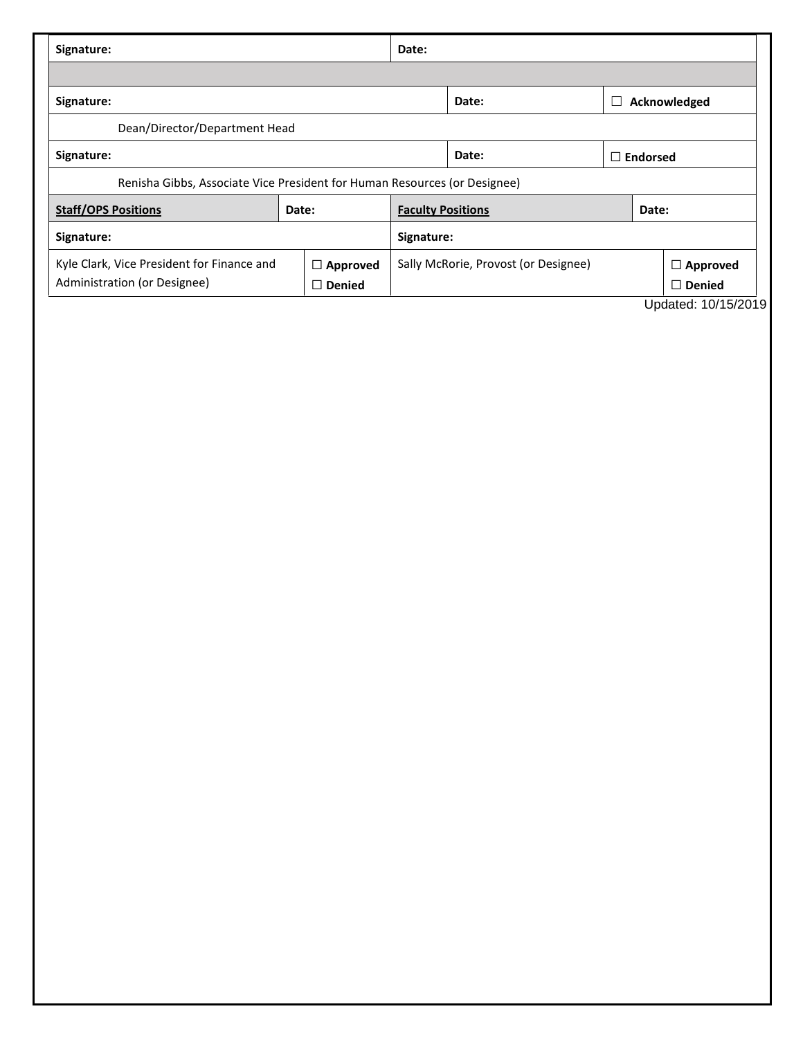| | | | |
|---|---|---|---|
| **Signature:** | | **Date:** | |
| | | | |
| **Signature:** | | **Date:** | ☐ **Acknowledged** |
| Dean/Director/Department Head | | | |
| **Signature:** | | **Date:** | ☐ **Endorsed** |
| Renisha Gibbs, Associate Vice President for Human Resources (or Designee) | | | |

| | | | |
|---|---|---|---|
| **Staff/OPS Positions** | **Date:** | **Faculty Positions** | **Date:** |
| **Signature:** | | **Signature:** | |
| Kyle Clark, Vice President for Finance and Administration (or Designee) | ☐ **Approved** ☐ **Denied** | Sally McRorie, Provost (or Designee) | ☐ **Approved** ☐ **Denied** |

Updated: 10/15/2019